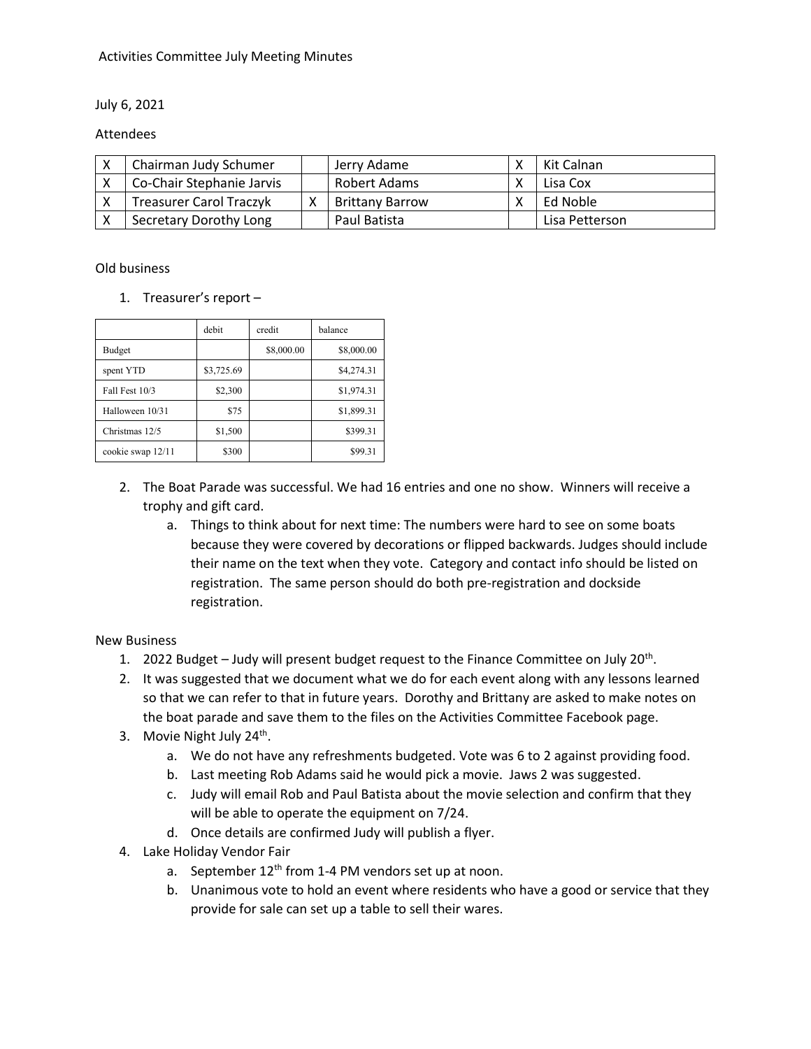Activities Committee July Meeting Minutes

July 6, 2021

Attendees

| X | Chairman Judy Schumer | | Jerry Adame | X | Kit Calnan |
|---|---|---|---|---|---|
| X | Co-Chair Stephanie Jarvis | | Robert Adams | X | Lisa Cox |
| X | Treasurer Carol Traczyk | X | Brittany Barrow | X | Ed Noble |
| X | Secretary Dorothy Long | | Paul Batista | | Lisa Petterson |

Old business

1. Treasurer's report –

| | debit | credit | balance |
|---|---|---|---|
| Budget | | $8,000.00 | $8,000.00 |
| spent YTD | $3,725.69 | | $4,274.31 |
| Fall Fest 10/3 | $2,300 | | $1,974.31 |
| Halloween 10/31 | $75 | | $1,899.31 |
| Christmas 12/5 | $1,500 | | $399.31 |
| cookie swap 12/11 | $300 | | $99.31 |

2. The Boat Parade was successful. We had 16 entries and one no show. Winners will receive a trophy and gift card.
   a. Things to think about for next time: The numbers were hard to see on some boats because they were covered by decorations or flipped backwards. Judges should include their name on the text when they vote. Category and contact info should be listed on registration. The same person should do both pre-registration and dockside registration.

New Business

1. 2022 Budget – Judy will present budget request to the Finance Committee on July 20th.
2. It was suggested that we document what we do for each event along with any lessons learned so that we can refer to that in future years. Dorothy and Brittany are asked to make notes on the boat parade and save them to the files on the Activities Committee Facebook page.
3. Movie Night July 24th.
   a. We do not have any refreshments budgeted. Vote was 6 to 2 against providing food.
   b. Last meeting Rob Adams said he would pick a movie. Jaws 2 was suggested.
   c. Judy will email Rob and Paul Batista about the movie selection and confirm that they will be able to operate the equipment on 7/24.
   d. Once details are confirmed Judy will publish a flyer.
4. Lake Holiday Vendor Fair
   a. September 12th from 1-4 PM vendors set up at noon.
   b. Unanimous vote to hold an event where residents who have a good or service that they provide for sale can set up a table to sell their wares.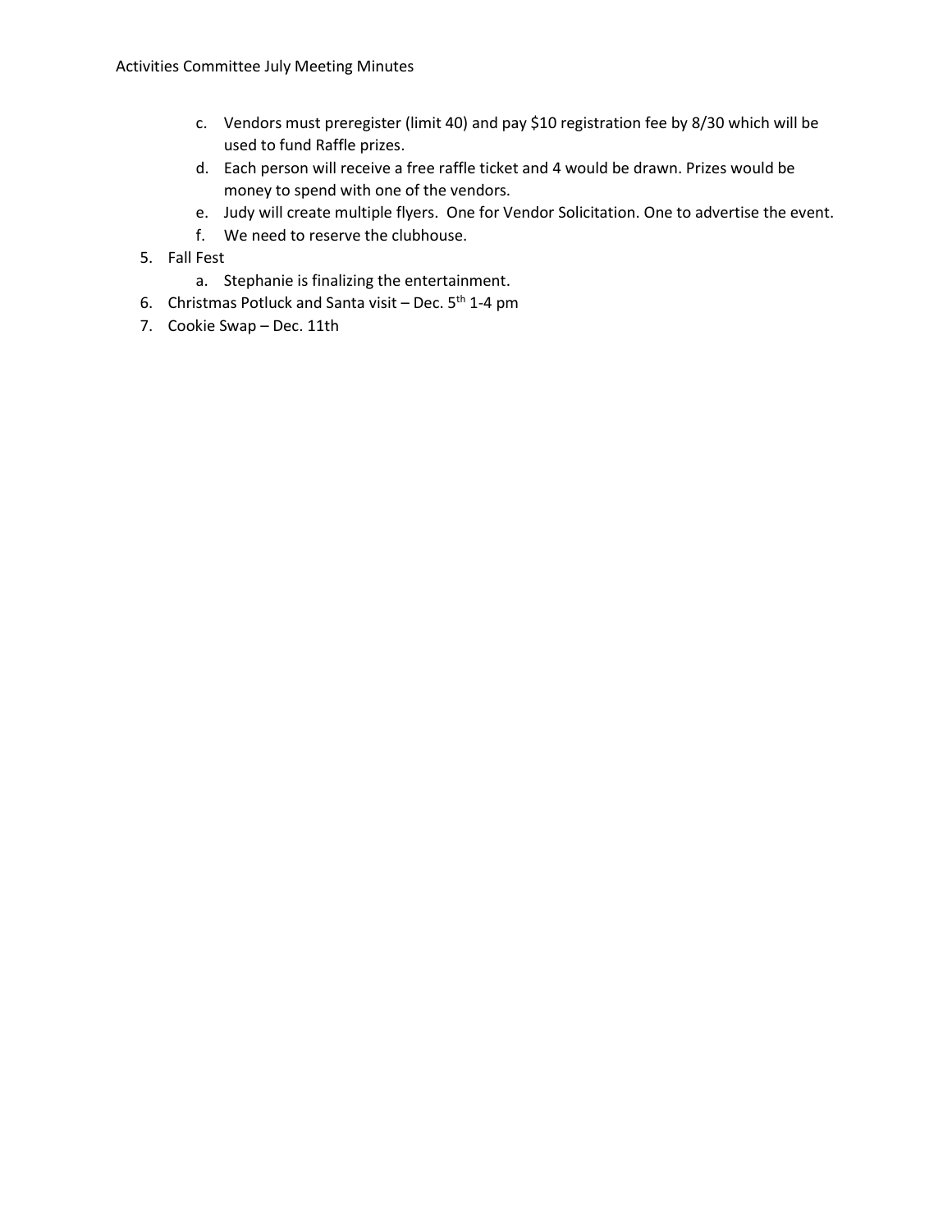c. Vendors must preregister (limit 40) and pay $10 registration fee by 8/30 which will be used to fund Raffle prizes.
   d. Each person will receive a free raffle ticket and 4 would be drawn. Prizes would be money to spend with one of the vendors.
   e. Judy will create multiple flyers. One for Vendor Solicitation. One to advertise the event.
   f. We need to reserve the clubhouse.

5. Fall Fest
   a. Stephanie is finalizing the entertainment.
6. Christmas Potluck and Santa visit – Dec. 5th 1-4 pm
7. Cookie Swap – Dec. 11th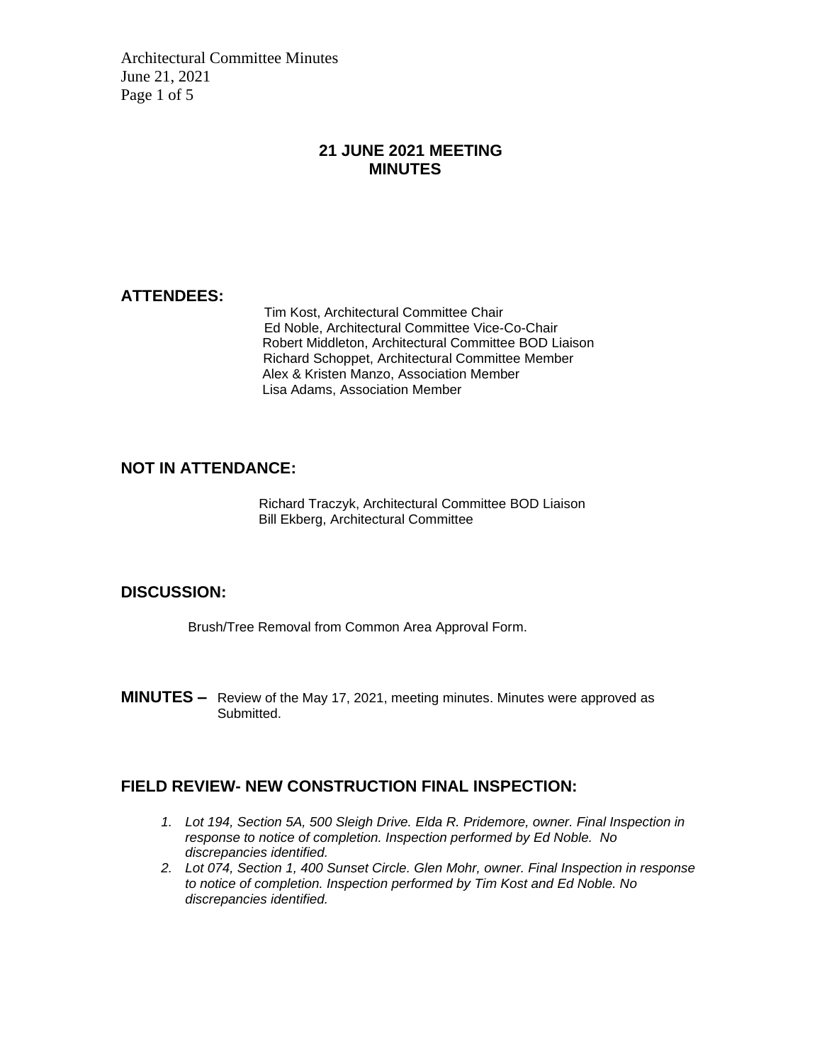# 21 JUNE 2021 MEETING MINUTES

## ATTENDEES:

Tim Kost, Architectural Committee Chair
Ed Noble, Architectural Committee Vice-Co-Chair
Robert Middleton, Architectural Committee BOD Liaison
Richard Schoppet, Architectural Committee Member
Alex & Kristen Manzo, Association Member
Lisa Adams, Association Member

## NOT IN ATTENDANCE:

Richard Traczyk, Architectural Committee BOD Liaison
Bill Ekberg, Architectural Committee

## DISCUSSION:

Brush/Tree Removal from Common Area Approval Form.

**MINUTES –** Review of the May 17, 2021, meeting minutes. Minutes were approved as Submitted.

## FIELD REVIEW- NEW CONSTRUCTION FINAL INSPECTION:

1. *Lot 194, Section 5A, 500 Sleigh Drive. Elda R. Pridemore, owner. Final Inspection in response to notice of completion. Inspection performed by Ed Noble. No discrepancies identified.*
2. *Lot 074, Section 1, 400 Sunset Circle. Glen Mohr, owner. Final Inspection in response to notice of completion. Inspection performed by Tim Kost and Ed Noble. No discrepancies identified.*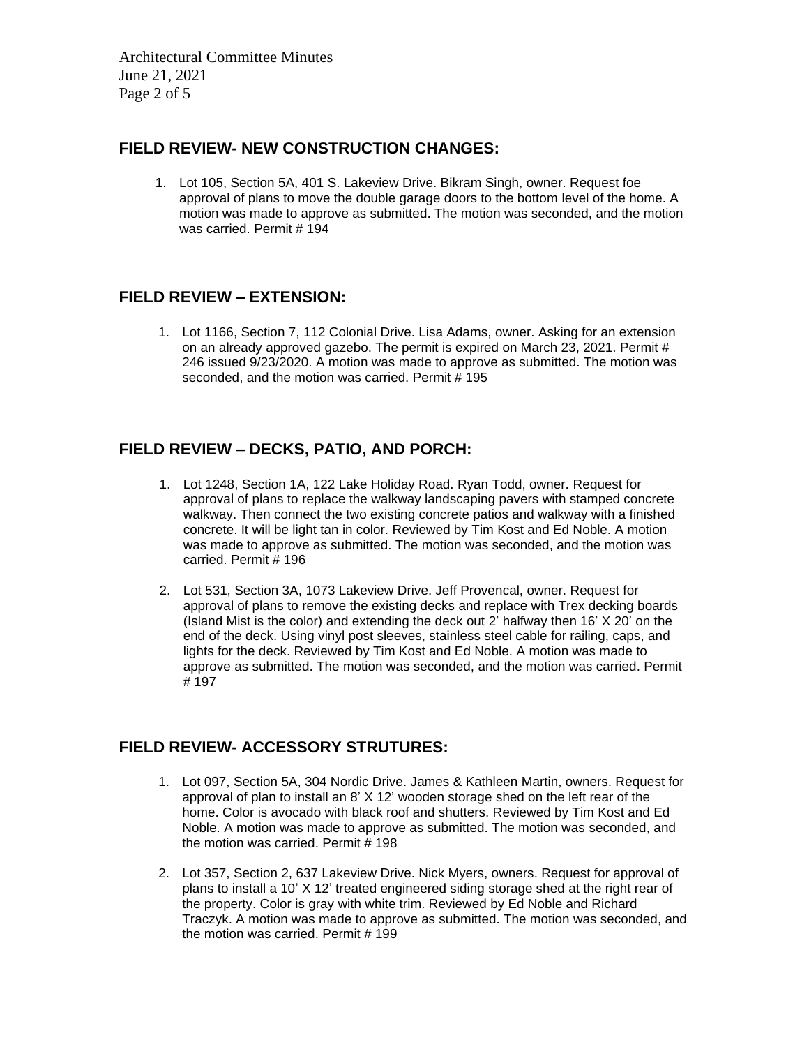## FIELD REVIEW- NEW CONSTRUCTION CHANGES:

1. Lot 105, Section 5A, 401 S. Lakeview Drive. Bikram Singh, owner. Request foe approval of plans to move the double garage doors to the bottom level of the home. A motion was made to approve as submitted. The motion was seconded, and the motion was carried. Permit # 194

## FIELD REVIEW – EXTENSION:

1. Lot 1166, Section 7, 112 Colonial Drive. Lisa Adams, owner. Asking for an extension on an already approved gazebo. The permit is expired on March 23, 2021. Permit # 246 issued 9/23/2020. A motion was made to approve as submitted. The motion was seconded, and the motion was carried. Permit # 195

## FIELD REVIEW – DECKS, PATIO, AND PORCH:

1. Lot 1248, Section 1A, 122 Lake Holiday Road. Ryan Todd, owner. Request for approval of plans to replace the walkway landscaping pavers with stamped concrete walkway. Then connect the two existing concrete patios and walkway with a finished concrete. It will be light tan in color. Reviewed by Tim Kost and Ed Noble. A motion was made to approve as submitted. The motion was seconded, and the motion was carried. Permit # 196
2. Lot 531, Section 3A, 1073 Lakeview Drive. Jeff Provencal, owner. Request for approval of plans to remove the existing decks and replace with Trex decking boards (Island Mist is the color) and extending the deck out 2' halfway then 16' X 20' on the end of the deck. Using vinyl post sleeves, stainless steel cable for railing, caps, and lights for the deck. Reviewed by Tim Kost and Ed Noble. A motion was made to approve as submitted. The motion was seconded, and the motion was carried. Permit # 197

## FIELD REVIEW- ACCESSORY STRUTURES:

1. Lot 097, Section 5A, 304 Nordic Drive. James & Kathleen Martin, owners. Request for approval of plan to install an 8' X 12' wooden storage shed on the left rear of the home. Color is avocado with black roof and shutters. Reviewed by Tim Kost and Ed Noble. A motion was made to approve as submitted. The motion was seconded, and the motion was carried. Permit # 198
2. Lot 357, Section 2, 637 Lakeview Drive. Nick Myers, owners. Request for approval of plans to install a 10' X 12' treated engineered siding storage shed at the right rear of the property. Color is gray with white trim. Reviewed by Ed Noble and Richard Traczyk. A motion was made to approve as submitted. The motion was seconded, and the motion was carried. Permit # 199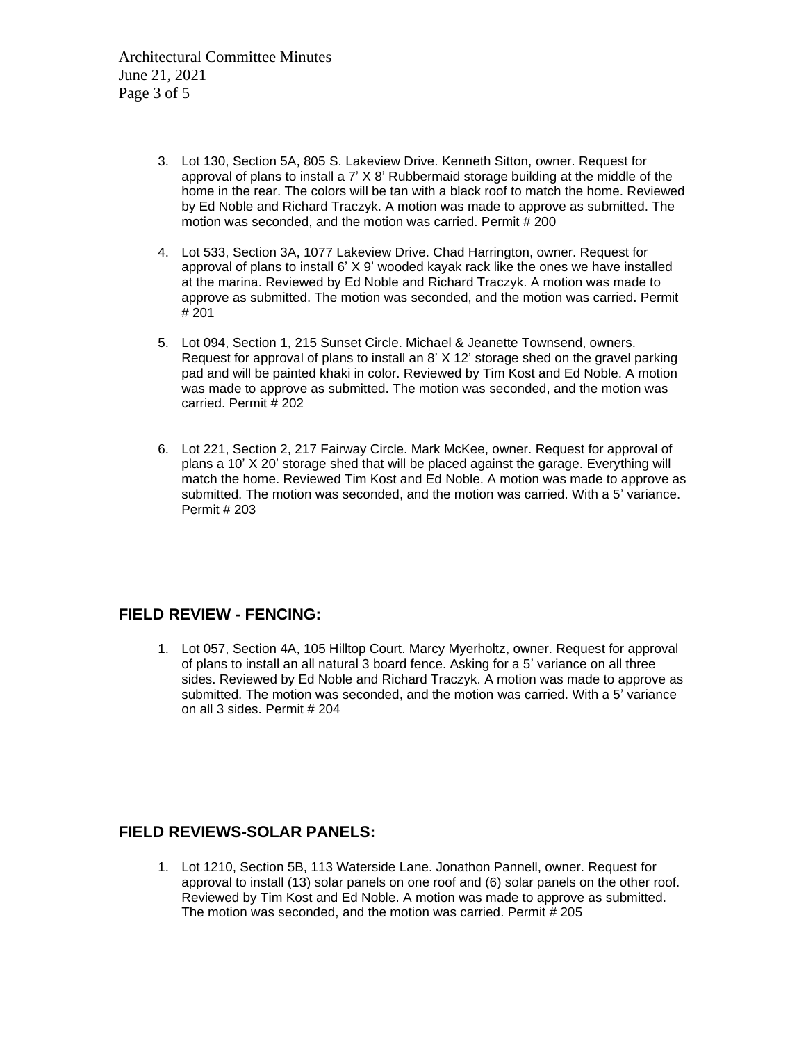3. Lot 130, Section 5A, 805 S. Lakeview Drive. Kenneth Sitton, owner. Request for approval of plans to install a 7' X 8' Rubbermaid storage building at the middle of the home in the rear. The colors will be tan with a black roof to match the home. Reviewed by Ed Noble and Richard Traczyk. A motion was made to approve as submitted. The motion was seconded, and the motion was carried. Permit # 200

4. Lot 533, Section 3A, 1077 Lakeview Drive. Chad Harrington, owner. Request for approval of plans to install 6' X 9' wooded kayak rack like the ones we have installed at the marina. Reviewed by Ed Noble and Richard Traczyk. A motion was made to approve as submitted. The motion was seconded, and the motion was carried. Permit # 201

5. Lot 094, Section 1, 215 Sunset Circle. Michael & Jeanette Townsend, owners. Request for approval of plans to install an 8' X 12' storage shed on the gravel parking pad and will be painted khaki in color. Reviewed by Tim Kost and Ed Noble. A motion was made to approve as submitted. The motion was seconded, and the motion was carried. Permit # 202

6. Lot 221, Section 2, 217 Fairway Circle. Mark McKee, owner. Request for approval of plans a 10' X 20' storage shed that will be placed against the garage. Everything will match the home. Reviewed Tim Kost and Ed Noble. A motion was made to approve as submitted. The motion was seconded, and the motion was carried. With a 5' variance. Permit # 203

## FIELD REVIEW - FENCING:

1. Lot 057, Section 4A, 105 Hilltop Court. Marcy Myerholtz, owner. Request for approval of plans to install an all natural 3 board fence. Asking for a 5' variance on all three sides. Reviewed by Ed Noble and Richard Traczyk. A motion was made to approve as submitted. The motion was seconded, and the motion was carried. With a 5' variance on all 3 sides. Permit # 204

## FIELD REVIEWS-SOLAR PANELS:

1. Lot 1210, Section 5B, 113 Waterside Lane. Jonathon Pannell, owner. Request for approval to install (13) solar panels on one roof and (6) solar panels on the other roof. Reviewed by Tim Kost and Ed Noble. A motion was made to approve as submitted. The motion was seconded, and the motion was carried. Permit # 205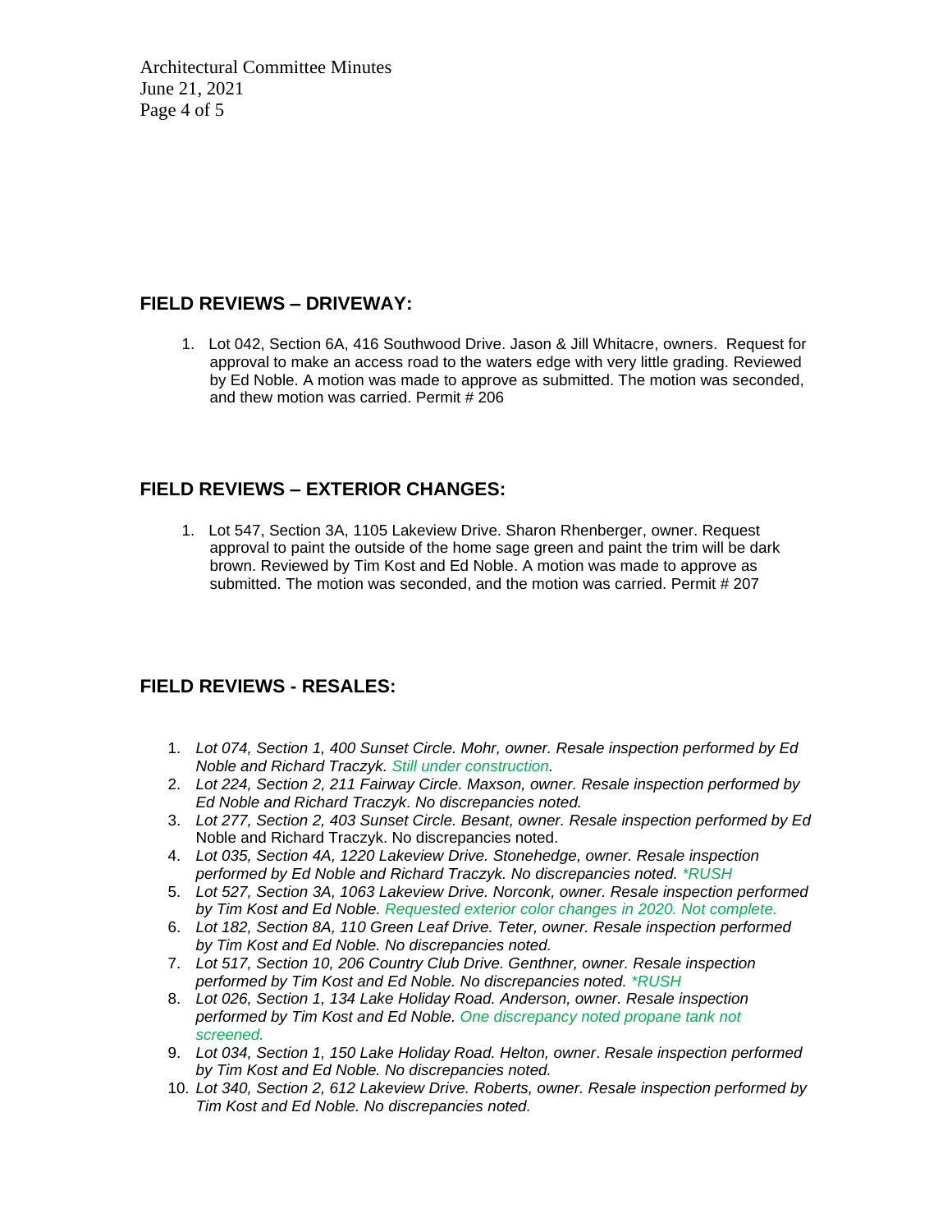## FIELD REVIEWS – DRIVEWAY:

1. Lot 042, Section 6A, 416 Southwood Drive. Jason & Jill Whitacre, owners. Request for approval to make an access road to the waters edge with very little grading. Reviewed by Ed Noble. A motion was made to approve as submitted. The motion was seconded, and thew motion was carried. Permit # 206

## FIELD REVIEWS – EXTERIOR CHANGES:

1. Lot 547, Section 3A, 1105 Lakeview Drive. Sharon Rhenberger, owner. Request approval to paint the outside of the home sage green and paint the trim will be dark brown. Reviewed by Tim Kost and Ed Noble. A motion was made to approve as submitted. The motion was seconded, and the motion was carried. Permit # 207

## FIELD REVIEWS - RESALES:

1. *Lot 074, Section 1, 400 Sunset Circle. Mohr, owner. Resale inspection performed by Ed Noble and Richard Traczyk. Still under construction.*
2. *Lot 224, Section 2, 211 Fairway Circle. Maxson, owner. Resale inspection performed by Ed Noble and Richard Traczyk. No discrepancies noted.*
3. *Lot 277, Section 2, 403 Sunset Circle. Besant, owner. Resale inspection performed by Ed* Noble and Richard Traczyk. No discrepancies noted.
4. *Lot 035, Section 4A, 1220 Lakeview Drive. Stonehedge, owner. Resale inspection performed by Ed Noble and Richard Traczyk. No discrepancies noted. *RUSH*
5. *Lot 527, Section 3A, 1063 Lakeview Drive. Norconk, owner. Resale inspection performed by Tim Kost and Ed Noble. Requested exterior color changes in 2020. Not complete.*
6. *Lot 182, Section 8A, 110 Green Leaf Drive. Teter, owner. Resale inspection performed by Tim Kost and Ed Noble. No discrepancies noted.*
7. *Lot 517, Section 10, 206 Country Club Drive. Genthner, owner. Resale inspection performed by Tim Kost and Ed Noble. No discrepancies noted. *RUSH*
8. *Lot 026, Section 1, 134 Lake Holiday Road. Anderson, owner. Resale inspection performed by Tim Kost and Ed Noble. One discrepancy noted propane tank not screened.*
9. *Lot 034, Section 1, 150 Lake Holiday Road. Helton, owner. Resale inspection performed by Tim Kost and Ed Noble. No discrepancies noted.*
10. *Lot 340, Section 2, 612 Lakeview Drive. Roberts, owner. Resale inspection performed by Tim Kost and Ed Noble. No discrepancies noted.*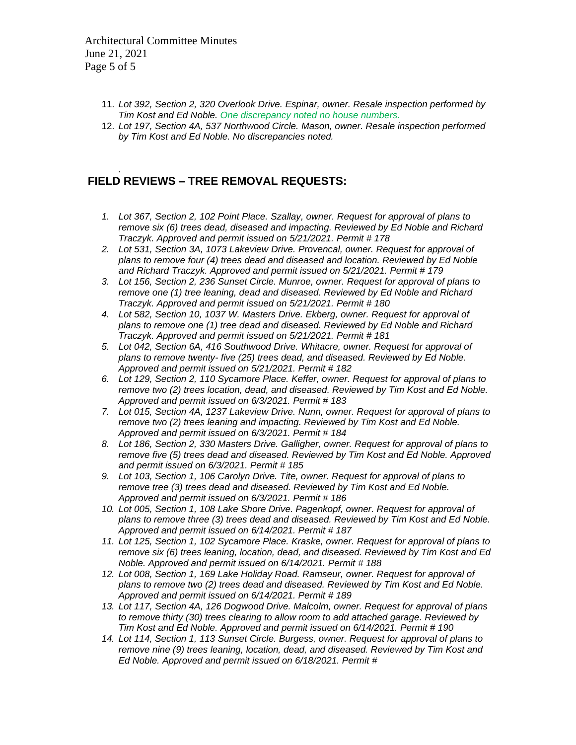11. *Lot 392, Section 2, 320 Overlook Drive. Espinar, owner. Resale inspection performed by Tim Kost and Ed Noble. One discrepancy noted no house numbers.*
12. *Lot 197, Section 4A, 537 Northwood Circle. Mason, owner. Resale inspection performed by Tim Kost and Ed Noble. No discrepancies noted.*

## FIELD REVIEWS – TREE REMOVAL REQUESTS:

1. *Lot 367, Section 2, 102 Point Place. Szallay, owner. Request for approval of plans to remove six (6) trees dead, diseased and impacting. Reviewed by Ed Noble and Richard Traczyk. Approved and permit issued on 5/21/2021. Permit # 178*
2. *Lot 531, Section 3A, 1073 Lakeview Drive. Provencal, owner. Request for approval of plans to remove four (4) trees dead and diseased and location. Reviewed by Ed Noble and Richard Traczyk. Approved and permit issued on 5/21/2021. Permit # 179*
3. *Lot 156, Section 2, 236 Sunset Circle. Munroe, owner. Request for approval of plans to remove one (1) tree leaning, dead and diseased. Reviewed by Ed Noble and Richard Traczyk. Approved and permit issued on 5/21/2021. Permit # 180*
4. *Lot 582, Section 10, 1037 W. Masters Drive. Ekberg, owner. Request for approval of plans to remove one (1) tree dead and diseased. Reviewed by Ed Noble and Richard Traczyk. Approved and permit issued on 5/21/2021. Permit # 181*
5. *Lot 042, Section 6A, 416 Southwood Drive. Whitacre, owner. Request for approval of plans to remove twenty- five (25) trees dead, and diseased. Reviewed by Ed Noble. Approved and permit issued on 5/21/2021. Permit # 182*
6. *Lot 129, Section 2, 110 Sycamore Place. Keffer, owner. Request for approval of plans to remove two (2) trees location, dead, and diseased. Reviewed by Tim Kost and Ed Noble. Approved and permit issued on 6/3/2021. Permit # 183*
7. *Lot 015, Section 4A, 1237 Lakeview Drive. Nunn, owner. Request for approval of plans to remove two (2) trees leaning and impacting. Reviewed by Tim Kost and Ed Noble. Approved and permit issued on 6/3/2021. Permit # 184*
8. *Lot 186, Section 2, 330 Masters Drive. Galligher, owner. Request for approval of plans to remove five (5) trees dead and diseased. Reviewed by Tim Kost and Ed Noble. Approved and permit issued on 6/3/2021. Permit # 185*
9. *Lot 103, Section 1, 106 Carolyn Drive. Tite, owner. Request for approval of plans to remove tree (3) trees dead and diseased. Reviewed by Tim Kost and Ed Noble. Approved and permit issued on 6/3/2021. Permit # 186*
10. *Lot 005, Section 1, 108 Lake Shore Drive. Pagenkopf, owner. Request for approval of plans to remove three (3) trees dead and diseased. Reviewed by Tim Kost and Ed Noble. Approved and permit issued on 6/14/2021. Permit # 187*
11. *Lot 125, Section 1, 102 Sycamore Place. Kraske, owner. Request for approval of plans to remove six (6) trees leaning, location, dead, and diseased. Reviewed by Tim Kost and Ed Noble. Approved and permit issued on 6/14/2021. Permit # 188*
12. *Lot 008, Section 1, 169 Lake Holiday Road. Ramseur, owner. Request for approval of plans to remove two (2) trees dead and diseased. Reviewed by Tim Kost and Ed Noble. Approved and permit issued on 6/14/2021. Permit # 189*
13. *Lot 117, Section 4A, 126 Dogwood Drive. Malcolm, owner. Request for approval of plans to remove thirty (30) trees clearing to allow room to add attached garage. Reviewed by Tim Kost and Ed Noble. Approved and permit issued on 6/14/2021. Permit # 190*
14. *Lot 114, Section 1, 113 Sunset Circle. Burgess, owner. Request for approval of plans to remove nine (9) trees leaning, location, dead, and diseased. Reviewed by Tim Kost and Ed Noble. Approved and permit issued on 6/18/2021. Permit #*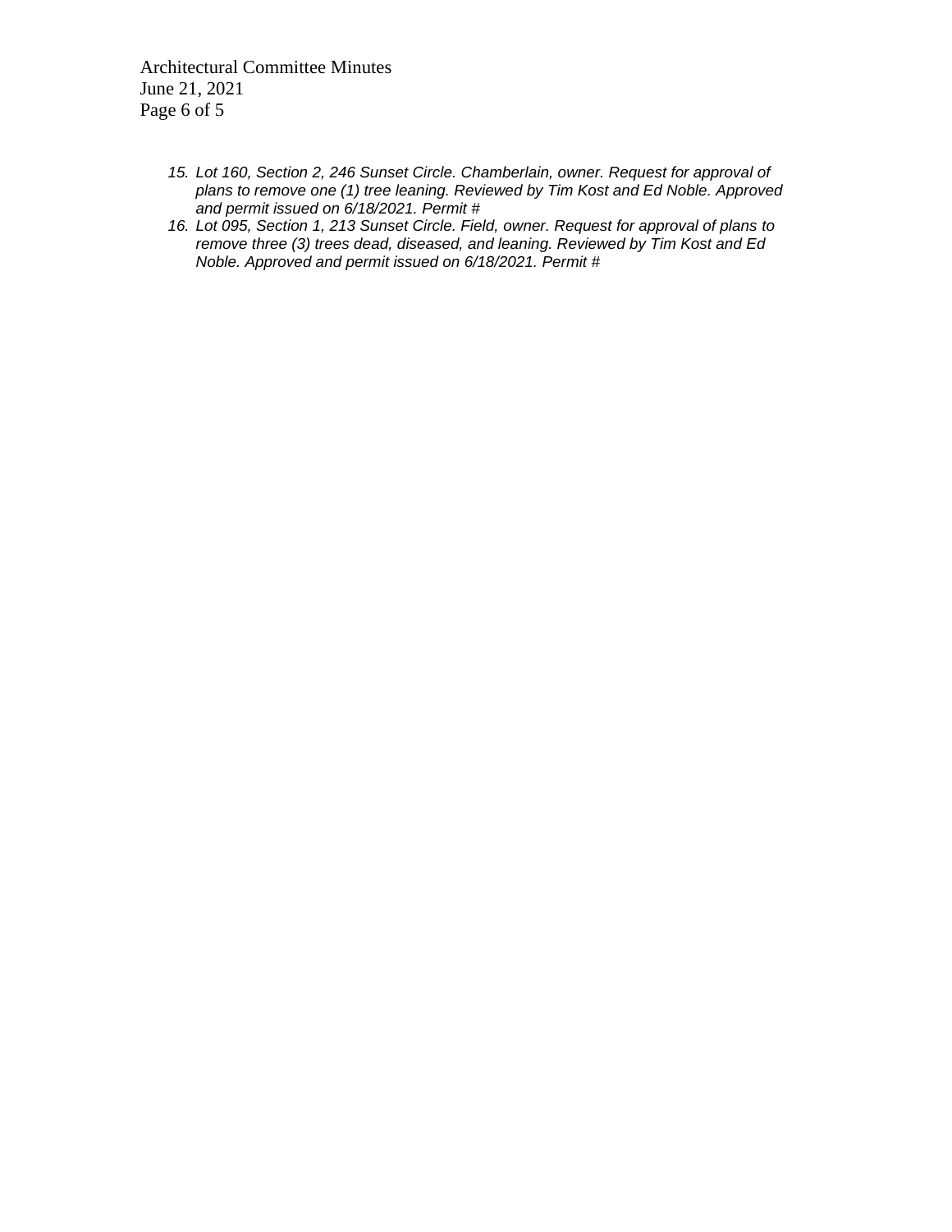15. *Lot 160, Section 2, 246 Sunset Circle. Chamberlain, owner. Request for approval of plans to remove one (1) tree leaning. Reviewed by Tim Kost and Ed Noble. Approved and permit issued on 6/18/2021. Permit #*
16. *Lot 095, Section 1, 213 Sunset Circle. Field, owner. Request for approval of plans to remove three (3) trees dead, diseased, and leaning. Reviewed by Tim Kost and Ed Noble. Approved and permit issued on 6/18/2021. Permit #*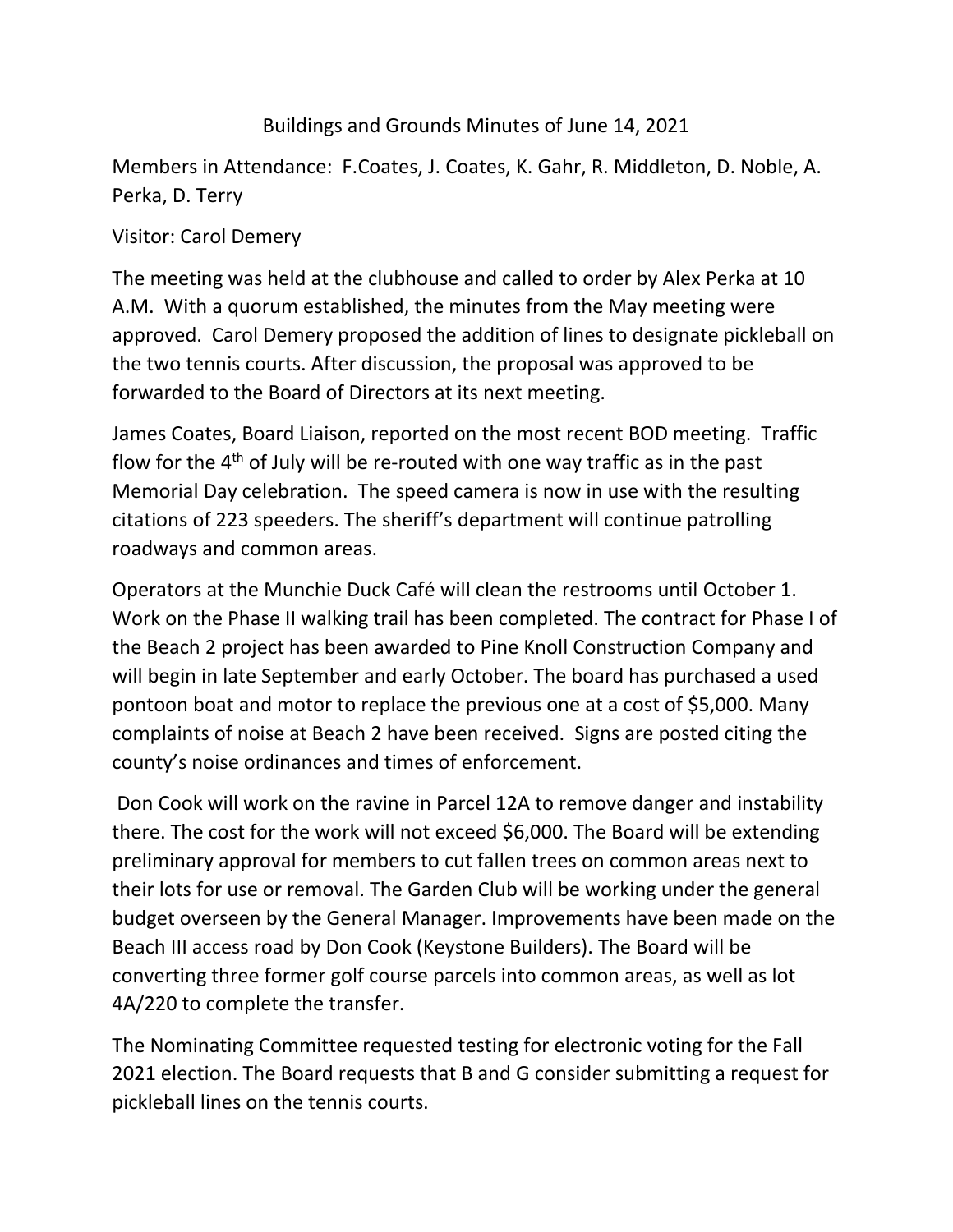# Buildings and Grounds Minutes of June 14, 2021

Members in Attendance: F.Coates, J. Coates, K. Gahr, R. Middleton, D. Noble, A. Perka, D. Terry

Visitor: Carol Demery

The meeting was held at the clubhouse and called to order by Alex Perka at 10 A.M. With a quorum established, the minutes from the May meeting were approved. Carol Demery proposed the addition of lines to designate pickleball on the two tennis courts. After discussion, the proposal was approved to be forwarded to the Board of Directors at its next meeting.

James Coates, Board Liaison, reported on the most recent BOD meeting. Traffic flow for the 4th of July will be re-routed with one way traffic as in the past Memorial Day celebration. The speed camera is now in use with the resulting citations of 223 speeders. The sheriff's department will continue patrolling roadways and common areas.

Operators at the Munchie Duck Café will clean the restrooms until October 1. Work on the Phase II walking trail has been completed. The contract for Phase I of the Beach 2 project has been awarded to Pine Knoll Construction Company and will begin in late September and early October. The board has purchased a used pontoon boat and motor to replace the previous one at a cost of $5,000. Many complaints of noise at Beach 2 have been received. Signs are posted citing the county's noise ordinances and times of enforcement.

Don Cook will work on the ravine in Parcel 12A to remove danger and instability there. The cost for the work will not exceed $6,000. The Board will be extending preliminary approval for members to cut fallen trees on common areas next to their lots for use or removal. The Garden Club will be working under the general budget overseen by the General Manager. Improvements have been made on the Beach III access road by Don Cook (Keystone Builders). The Board will be converting three former golf course parcels into common areas, as well as lot 4A/220 to complete the transfer.

The Nominating Committee requested testing for electronic voting for the Fall 2021 election. The Board requests that B and G consider submitting a request for pickleball lines on the tennis courts.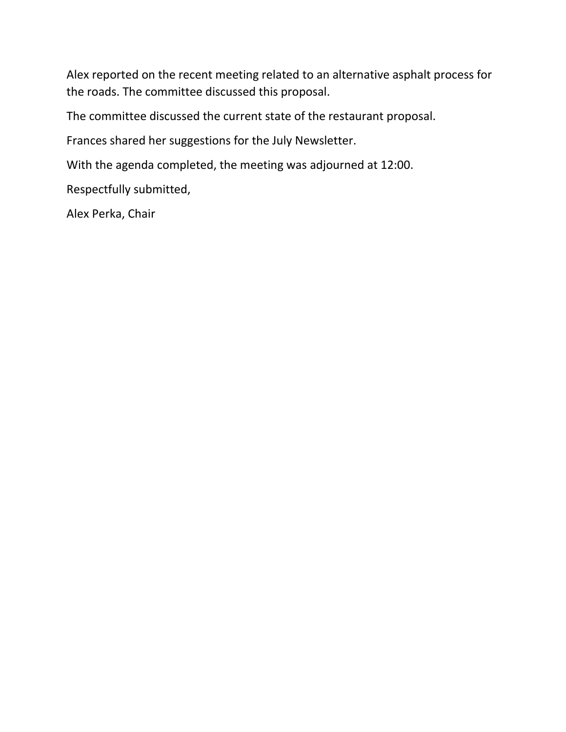Alex reported on the recent meeting related to an alternative asphalt process for the roads. The committee discussed this proposal.

The committee discussed the current state of the restaurant proposal.

Frances shared her suggestions for the July Newsletter.

With the agenda completed, the meeting was adjourned at 12:00.

Respectfully submitted,

Alex Perka, Chair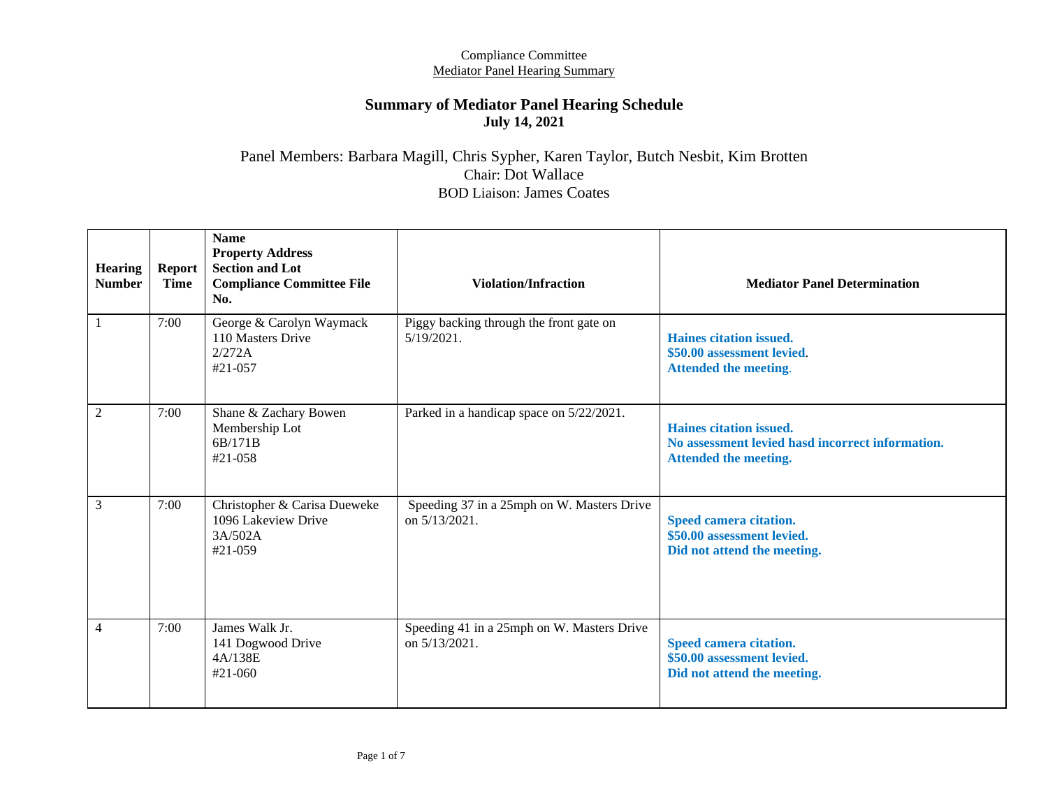Compliance Committee
Mediator Panel Hearing Summary

## Summary of Mediator Panel Hearing Schedule
### July 14, 2021

Panel Members: Barbara Magill, Chris Sypher, Karen Taylor, Butch Nesbit, Kim Brotten
Chair: Dot Wallace
BOD Liaison: James Coates

| Hearing Number | Report Time | Name<br>Property Address<br>Section and Lot<br>Compliance Committee File No. | Violation/Infraction | Mediator Panel Determination |
|---|---|---|---|---|
| 1 | 7:00 | George & Carolyn Waymack<br>110 Masters Drive<br>2/272A<br>#21-057 | Piggy backing through the front gate on 5/19/2021. | **Haines citation issued.**<br>**\$50.00 assessment levied.**<br>**Attended the meeting.** |
| 2 | 7:00 | Shane & Zachary Bowen<br>Membership Lot<br>6B/171B<br>#21-058 | Parked in a handicap space on 5/22/2021. | **Haines citation issued.**<br>**No assessment levied hasd incorrect information.**<br>**Attended the meeting.** |
| 3 | 7:00 | Christopher & Carisa Dueweke<br>1096 Lakeview Drive<br>3A/502A<br>#21-059 | Speeding 37 in a 25mph on W. Masters Drive on 5/13/2021. | **Speed camera citation.**<br>**\$50.00 assessment levied.**<br>**Did not attend the meeting.** |
| 4 | 7:00 | James Walk Jr.<br>141 Dogwood Drive<br>4A/138E<br>#21-060 | Speeding 41 in a 25mph on W. Masters Drive on 5/13/2021. | **Speed camera citation.**<br>**\$50.00 assessment levied.**<br>**Did not attend the meeting.** |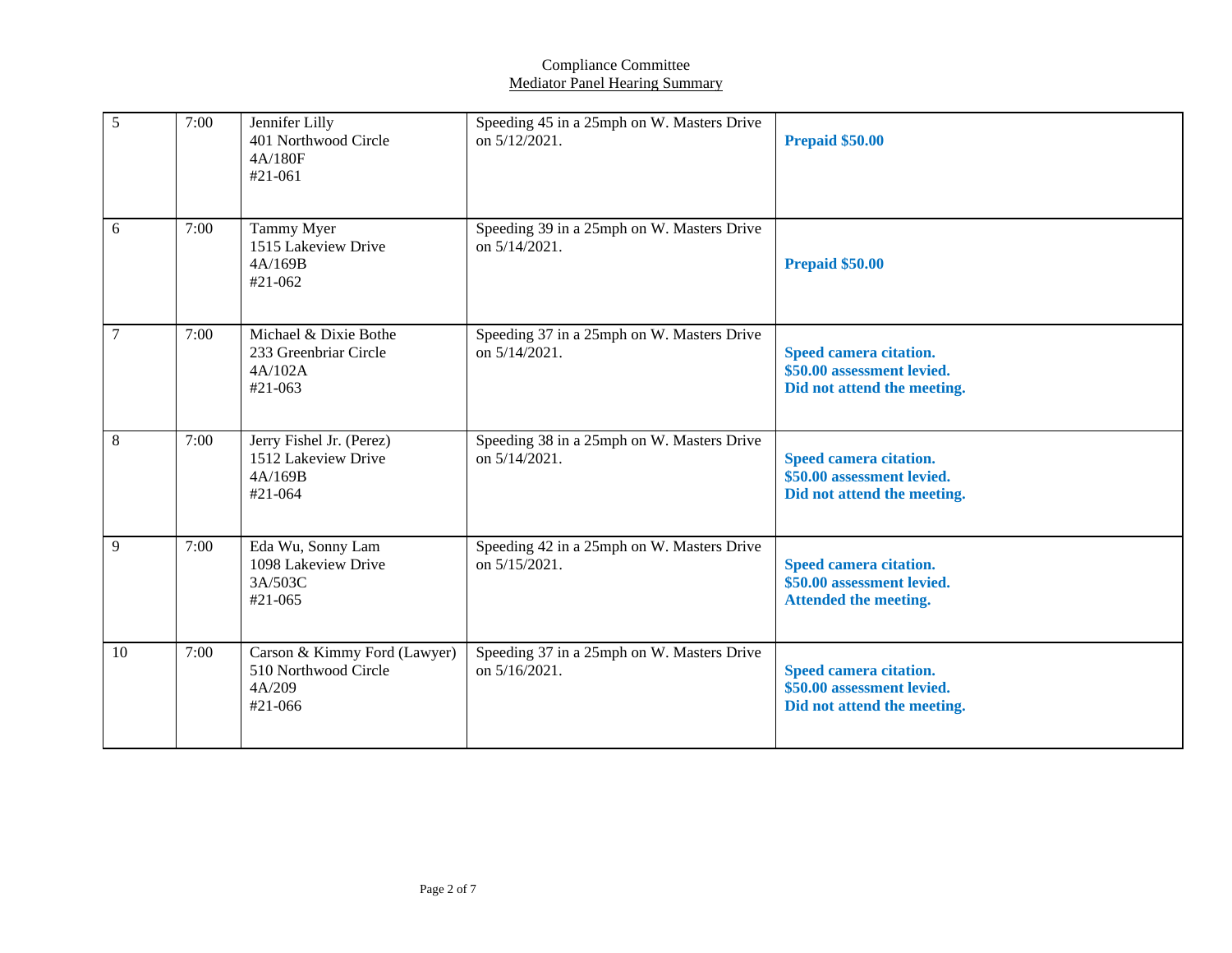Compliance Committee

Mediator Panel Hearing Summary

| | | | | |
|---|---|---|---|---|
| 5 | 7:00 | Jennifer Lilly<br>401 Northwood Circle<br>4A/180F<br>#21-061 | Speeding 45 in a 25mph on W. Masters Drive on 5/12/2021. | **Prepaid $50.00** |
| 6 | 7:00 | Tammy Myer<br>1515 Lakeview Drive<br>4A/169B<br>#21-062 | Speeding 39 in a 25mph on W. Masters Drive on 5/14/2021. | **Prepaid $50.00** |
| 7 | 7:00 | Michael & Dixie Bothe<br>233 Greenbriar Circle<br>4A/102A<br>#21-063 | Speeding 37 in a 25mph on W. Masters Drive on 5/14/2021. | **Speed camera citation.<br>$50.00 assessment levied.<br>Did not attend the meeting.** |
| 8 | 7:00 | Jerry Fishel Jr. (Perez)<br>1512 Lakeview Drive<br>4A/169B<br>#21-064 | Speeding 38 in a 25mph on W. Masters Drive on 5/14/2021. | **Speed camera citation.<br>$50.00 assessment levied.<br>Did not attend the meeting.** |
| 9 | 7:00 | Eda Wu, Sonny Lam<br>1098 Lakeview Drive<br>3A/503C<br>#21-065 | Speeding 42 in a 25mph on W. Masters Drive on 5/15/2021. | **Speed camera citation.<br>$50.00 assessment levied.<br>Attended the meeting.** |
| 10 | 7:00 | Carson & Kimmy Ford (Lawyer)<br>510 Northwood Circle<br>4A/209<br>#21-066 | Speeding 37 in a 25mph on W. Masters Drive on 5/16/2021. | **Speed camera citation.<br>$50.00 assessment levied.<br>Did not attend the meeting.** |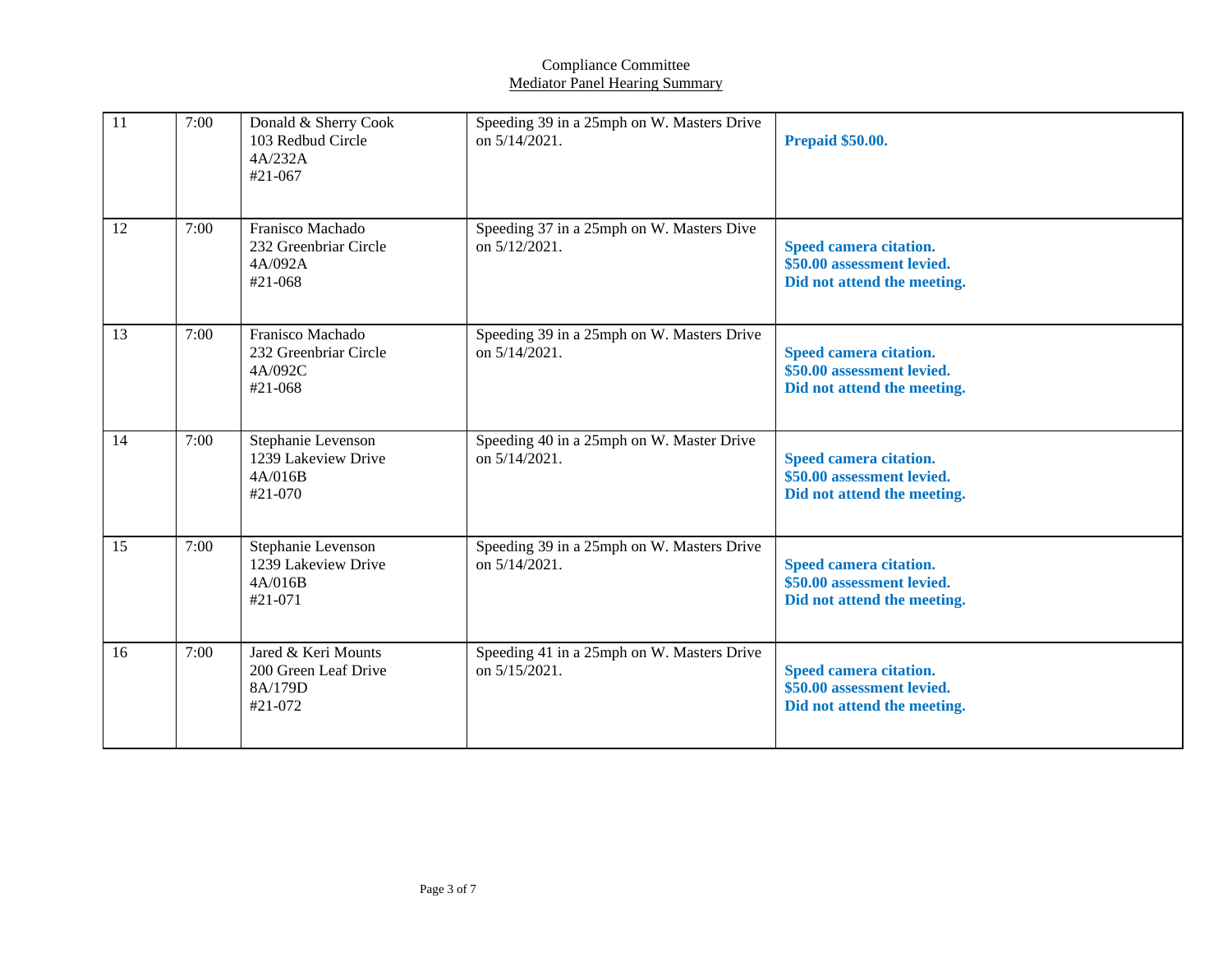Compliance Committee
Mediator Panel Hearing Summary

| | | | | |
|---|---|---|---|---|
| 11 | 7:00 | Donald & Sherry Cook<br>103 Redbud Circle<br>4A/232A<br>#21-067 | Speeding 39 in a 25mph on W. Masters Drive on 5/14/2021. | **Prepaid $50.00.** |
| 12 | 7:00 | Franisco Machado<br>232 Greenbriar Circle<br>4A/092A<br>#21-068 | Speeding 37 in a 25mph on W. Masters Dive on 5/12/2021. | **Speed camera citation.<br>$50.00 assessment levied.<br>Did not attend the meeting.** |
| 13 | 7:00 | Franisco Machado<br>232 Greenbriar Circle<br>4A/092C<br>#21-068 | Speeding 39 in a 25mph on W. Masters Drive on 5/14/2021. | **Speed camera citation.<br>$50.00 assessment levied.<br>Did not attend the meeting.** |
| 14 | 7:00 | Stephanie Levenson<br>1239 Lakeview Drive<br>4A/016B<br>#21-070 | Speeding 40 in a 25mph on W. Master Drive on 5/14/2021. | **Speed camera citation.<br>$50.00 assessment levied.<br>Did not attend the meeting.** |
| 15 | 7:00 | Stephanie Levenson<br>1239 Lakeview Drive<br>4A/016B<br>#21-071 | Speeding 39 in a 25mph on W. Masters Drive on 5/14/2021. | **Speed camera citation.<br>$50.00 assessment levied.<br>Did not attend the meeting.** |
| 16 | 7:00 | Jared & Keri Mounts<br>200 Green Leaf Drive<br>8A/179D<br>#21-072 | Speeding 41 in a 25mph on W. Masters Drive on 5/15/2021. | **Speed camera citation.<br>$50.00 assessment levied.<br>Did not attend the meeting.** |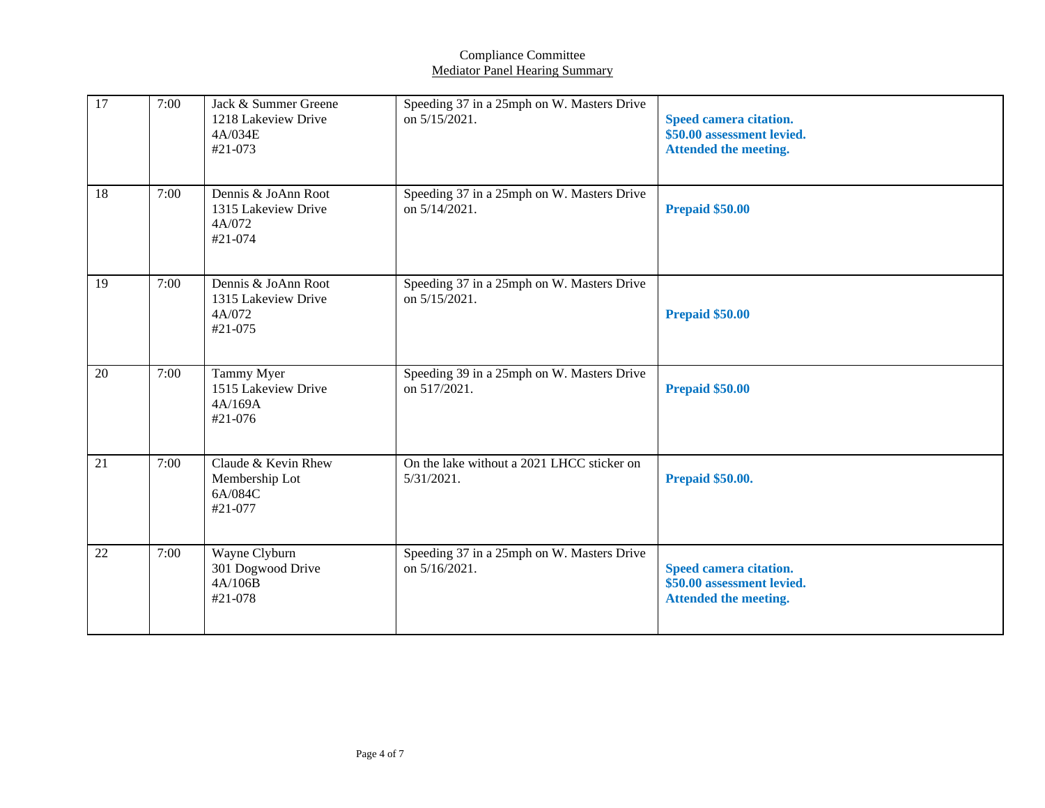Compliance Committee

Mediator Panel Hearing Summary

| | | | | |
|---|---|---|---|---|
| 17 | 7:00 | Jack & Summer Greene<br>1218 Lakeview Drive<br>4A/034E<br>#21-073 | Speeding 37 in a 25mph on W. Masters Drive on 5/15/2021. | **Speed camera citation.<br>$50.00 assessment levied.<br>Attended the meeting.** |
| 18 | 7:00 | Dennis & JoAnn Root<br>1315 Lakeview Drive<br>4A/072<br>#21-074 | Speeding 37 in a 25mph on W. Masters Drive on 5/14/2021. | **Prepaid $50.00** |
| 19 | 7:00 | Dennis & JoAnn Root<br>1315 Lakeview Drive<br>4A/072<br>#21-075 | Speeding 37 in a 25mph on W. Masters Drive on 5/15/2021. | **Prepaid $50.00** |
| 20 | 7:00 | Tammy Myer<br>1515 Lakeview Drive<br>4A/169A<br>#21-076 | Speeding 39 in a 25mph on W. Masters Drive on 517/2021. | **Prepaid $50.00** |
| 21 | 7:00 | Claude & Kevin Rhew<br>Membership Lot<br>6A/084C<br>#21-077 | On the lake without a 2021 LHCC sticker on 5/31/2021. | **Prepaid $50.00.** |
| 22 | 7:00 | Wayne Clyburn<br>301 Dogwood Drive<br>4A/106B<br>#21-078 | Speeding 37 in a 25mph on W. Masters Drive on 5/16/2021. | **Speed camera citation.<br>$50.00 assessment levied.<br>Attended the meeting.** |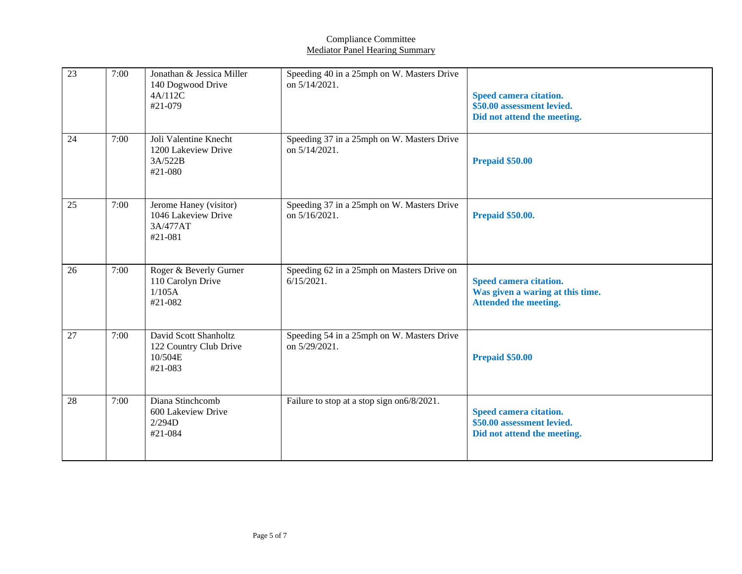Compliance Committee
Mediator Panel Hearing Summary

| | | | | |
|---|---|---|---|---|
| 23 | 7:00 | Jonathan & Jessica Miller<br>140 Dogwood Drive<br>4A/112C<br>#21-079 | Speeding 40 in a 25mph on W. Masters Drive on 5/14/2021. | **Speed camera citation.<br>$50.00 assessment levied.<br>Did not attend the meeting.** |
| 24 | 7:00 | Joli Valentine Knecht<br>1200 Lakeview Drive<br>3A/522B<br>#21-080 | Speeding 37 in a 25mph on W. Masters Drive on 5/14/2021. | **Prepaid $50.00** |
| 25 | 7:00 | Jerome Haney (visitor)<br>1046 Lakeview Drive<br>3A/477AT<br>#21-081 | Speeding 37 in a 25mph on W. Masters Drive on 5/16/2021. | **Prepaid $50.00.** |
| 26 | 7:00 | Roger & Beverly Gurner<br>110 Carolyn Drive<br>1/105A<br>#21-082 | Speeding 62 in a 25mph on Masters Drive on 6/15/2021. | **Speed camera citation.<br>Was given a waring at this time.<br>Attended the meeting.** |
| 27 | 7:00 | David Scott Shanholtz<br>122 Country Club Drive<br>10/504E<br>#21-083 | Speeding 54 in a 25mph on W. Masters Drive on 5/29/2021. | **Prepaid $50.00** |
| 28 | 7:00 | Diana Stinchcomb<br>600 Lakeview Drive<br>2/294D<br>#21-084 | Failure to stop at a stop sign on6/8/2021. | **Speed camera citation.<br>$50.00 assessment levied.<br>Did not attend the meeting.** |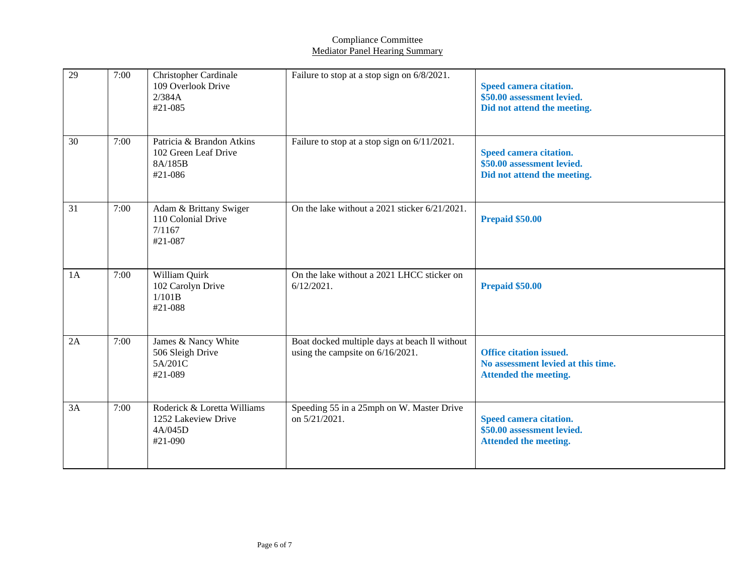Compliance Committee
Mediator Panel Hearing Summary

| | | | | |
|---|---|---|---|---|
| 29 | 7:00 | Christopher Cardinale<br>109 Overlook Drive<br>2/384A<br>#21-085 | Failure to stop at a stop sign on 6/8/2021. | **Speed camera citation.<br>$50.00 assessment levied.<br>Did not attend the meeting.** |
| 30 | 7:00 | Patricia & Brandon Atkins<br>102 Green Leaf Drive<br>8A/185B<br>#21-086 | Failure to stop at a stop sign on 6/11/2021. | **Speed camera citation.<br>$50.00 assessment levied.<br>Did not attend the meeting.** |
| 31 | 7:00 | Adam & Brittany Swiger<br>110 Colonial Drive<br>7/1167<br>#21-087 | On the lake without a 2021 sticker 6/21/2021. | **Prepaid $50.00** |
| 1A | 7:00 | William Quirk<br>102 Carolyn Drive<br>1/101B<br>#21-088 | On the lake without a 2021 LHCC sticker on 6/12/2021. | **Prepaid $50.00** |
| 2A | 7:00 | James & Nancy White<br>506 Sleigh Drive<br>5A/201C<br>#21-089 | Boat docked multiple days at beach ll without using the campsite on 6/16/2021. | **Office citation issued.<br>No assessment levied at this time.<br>Attended the meeting.** |
| 3A | 7:00 | Roderick & Loretta Williams<br>1252 Lakeview Drive<br>4A/045D<br>#21-090 | Speeding 55 in a 25mph on W. Master Drive on 5/21/2021. | **Speed camera citation.<br>$50.00 assessment levied.<br>Attended the meeting.** |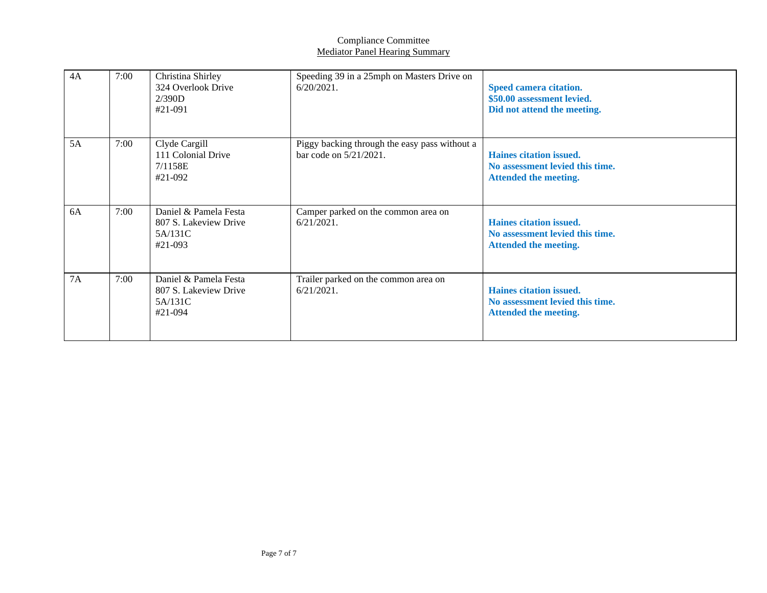Compliance Committee
Mediator Panel Hearing Summary

| | | | | |
|---|---|---|---|---|
| 4A | 7:00 | Christina Shirley<br>324 Overlook Drive<br>2/390D<br>#21-091 | Speeding 39 in a 25mph on Masters Drive on 6/20/2021. | **Speed camera citation.<br>$50.00 assessment levied.<br>Did not attend the meeting.** |
| 5A | 7:00 | Clyde Cargill<br>111 Colonial Drive<br>7/1158E<br>#21-092 | Piggy backing through the easy pass without a bar code on 5/21/2021. | **Haines citation issued.<br>No assessment levied this time.<br>Attended the meeting.** |
| 6A | 7:00 | Daniel & Pamela Festa<br>807 S. Lakeview Drive<br>5A/131C<br>#21-093 | Camper parked on the common area on 6/21/2021. | **Haines citation issued.<br>No assessment levied this time.<br>Attended the meeting.** |
| 7A | 7:00 | Daniel & Pamela Festa<br>807 S. Lakeview Drive<br>5A/131C<br>#21-094 | Trailer parked on the common area on 6/21/2021. | **Haines citation issued.<br>No assessment levied this time.<br>Attended the meeting.** |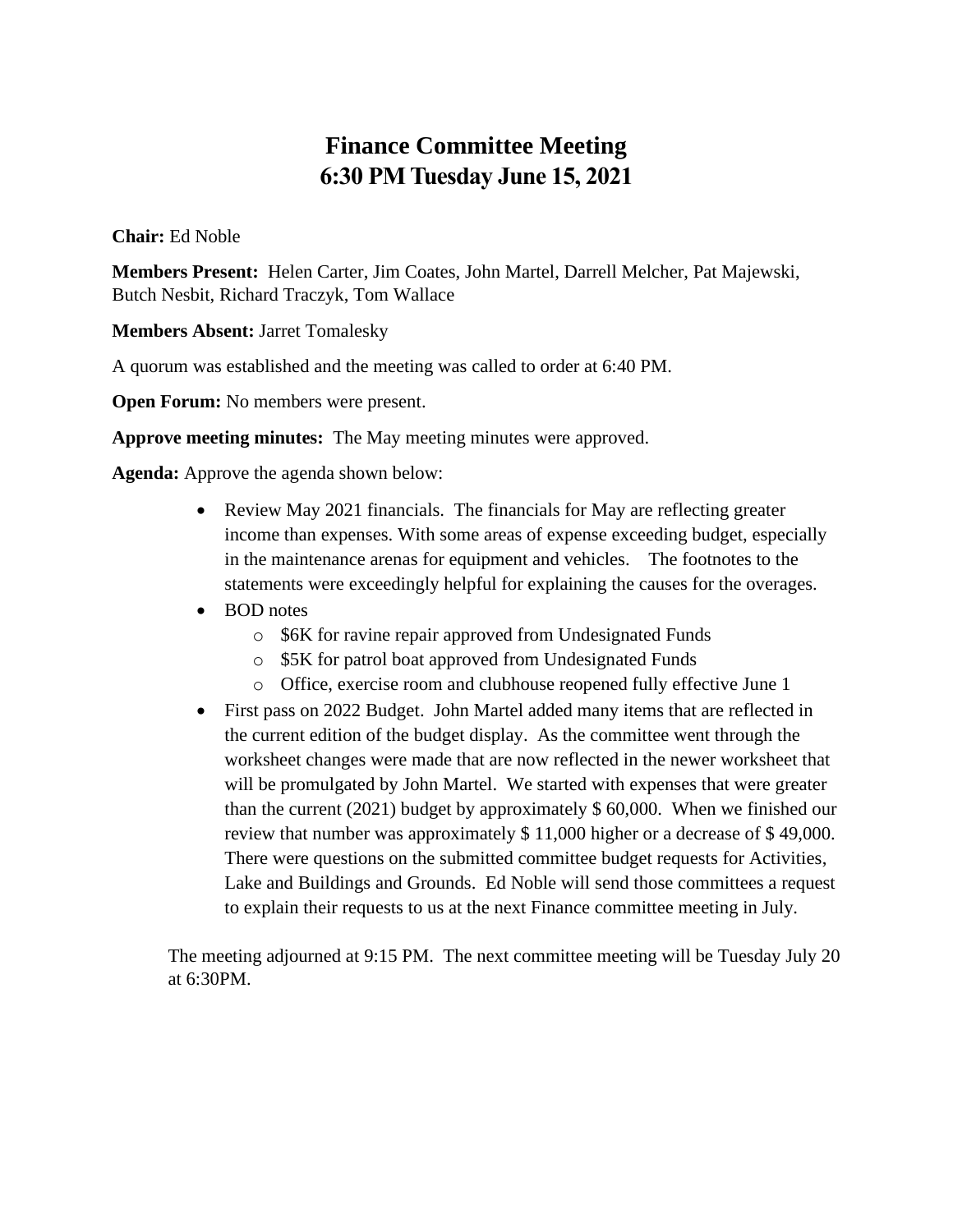# Finance Committee Meeting
# 6:30 PM Tuesday June 15, 2021

**Chair:** Ed Noble

**Members Present:** Helen Carter, Jim Coates, John Martel, Darrell Melcher, Pat Majewski, Butch Nesbit, Richard Traczyk, Tom Wallace

**Members Absent:** Jarret Tomalesky

A quorum was established and the meeting was called to order at 6:40 PM.

**Open Forum:** No members were present.

**Approve meeting minutes:** The May meeting minutes were approved.

**Agenda:** Approve the agenda shown below:

- Review May 2021 financials. The financials for May are reflecting greater income than expenses. With some areas of expense exceeding budget, especially in the maintenance arenas for equipment and vehicles. The footnotes to the statements were exceedingly helpful for explaining the causes for the overages.
- BOD notes
    - $6K for ravine repair approved from Undesignated Funds
    - $5K for patrol boat approved from Undesignated Funds
    - Office, exercise room and clubhouse reopened fully effective June 1
- First pass on 2022 Budget. John Martel added many items that are reflected in the current edition of the budget display. As the committee went through the worksheet changes were made that are now reflected in the newer worksheet that will be promulgated by John Martel. We started with expenses that were greater than the current (2021) budget by approximately $ 60,000. When we finished our review that number was approximately $ 11,000 higher or a decrease of $ 49,000. There were questions on the submitted committee budget requests for Activities, Lake and Buildings and Grounds. Ed Noble will send those committees a request to explain their requests to us at the next Finance committee meeting in July.

The meeting adjourned at 9:15 PM. The next committee meeting will be Tuesday July 20 at 6:30PM.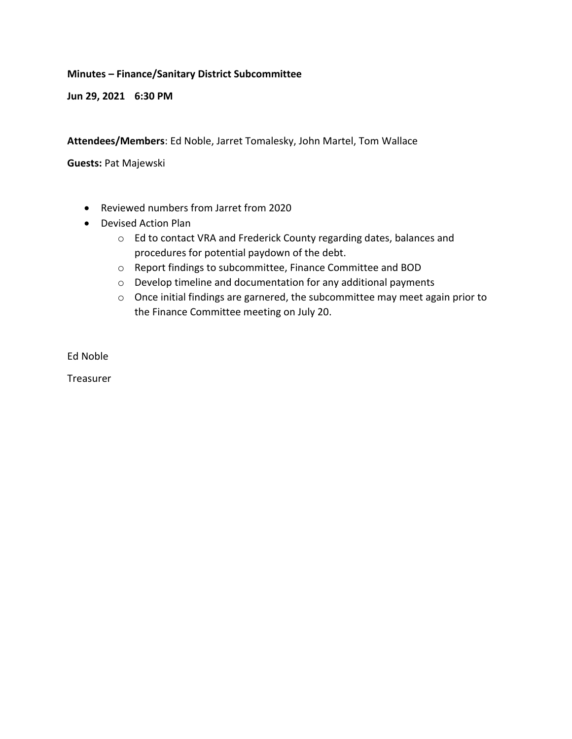**Minutes – Finance/Sanitary District Subcommittee**

**Jun 29, 2021 6:30 PM**

**Attendees/Members**: Ed Noble, Jarret Tomalesky, John Martel, Tom Wallace

**Guests:** Pat Majewski

- Reviewed numbers from Jarret from 2020
- Devised Action Plan
  - Ed to contact VRA and Frederick County regarding dates, balances and procedures for potential paydown of the debt.
  - Report findings to subcommittee, Finance Committee and BOD
  - Develop timeline and documentation for any additional payments
  - Once initial findings are garnered, the subcommittee may meet again prior to the Finance Committee meeting on July 20.

Ed Noble

Treasurer